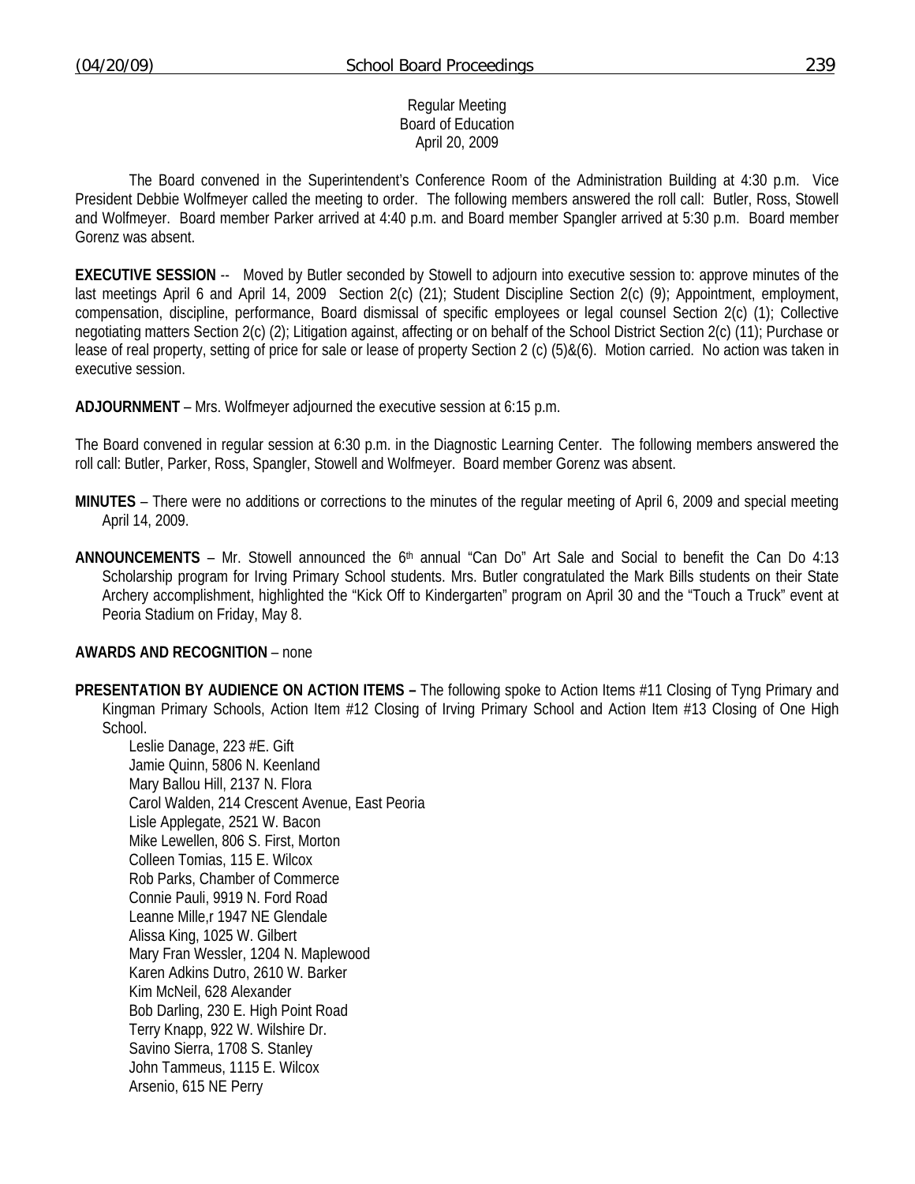Regular Meeting
Board of Education
April 20, 2009

The Board convened in the Superintendent's Conference Room of the Administration Building at 4:30 p.m. Vice President Debbie Wolfmeyer called the meeting to order. The following members answered the roll call: Butler, Ross, Stowell and Wolfmeyer. Board member Parker arrived at 4:40 p.m. and Board member Spangler arrived at 5:30 p.m. Board member Gorenz was absent.

**EXECUTIVE SESSION** -- Moved by Butler seconded by Stowell to adjourn into executive session to: approve minutes of the last meetings April 6 and April 14, 2009 Section 2(c) (21); Student Discipline Section 2(c) (9); Appointment, employment, compensation, discipline, performance, Board dismissal of specific employees or legal counsel Section 2(c) (1); Collective negotiating matters Section 2(c) (2); Litigation against, affecting or on behalf of the School District Section 2(c) (11); Purchase or lease of real property, setting of price for sale or lease of property Section 2 (c) (5)&(6). Motion carried. No action was taken in executive session.

**ADJOURNMENT** – Mrs. Wolfmeyer adjourned the executive session at 6:15 p.m.

The Board convened in regular session at 6:30 p.m. in the Diagnostic Learning Center. The following members answered the roll call: Butler, Parker, Ross, Spangler, Stowell and Wolfmeyer. Board member Gorenz was absent.

**MINUTES** – There were no additions or corrections to the minutes of the regular meeting of April 6, 2009 and special meeting April 14, 2009.

**ANNOUNCEMENTS** – Mr. Stowell announced the 6th annual "Can Do" Art Sale and Social to benefit the Can Do 4:13 Scholarship program for Irving Primary School students. Mrs. Butler congratulated the Mark Bills students on their State Archery accomplishment, highlighted the "Kick Off to Kindergarten" program on April 30 and the "Touch a Truck" event at Peoria Stadium on Friday, May 8.

**AWARDS AND RECOGNITION** – none

**PRESENTATION BY AUDIENCE ON ACTION ITEMS –** The following spoke to Action Items #11 Closing of Tyng Primary and Kingman Primary Schools, Action Item #12 Closing of Irving Primary School and Action Item #13 Closing of One High School.

Leslie Danage, 223 #E. Gift
Jamie Quinn, 5806 N. Keenland
Mary Ballou Hill, 2137 N. Flora
Carol Walden, 214 Crescent Avenue, East Peoria
Lisle Applegate, 2521 W. Bacon
Mike Lewellen, 806 S. First, Morton
Colleen Tomias, 115 E. Wilcox
Rob Parks, Chamber of Commerce
Connie Pauli, 9919 N. Ford Road
Leanne Mille,r 1947 NE Glendale
Alissa King, 1025 W. Gilbert
Mary Fran Wessler, 1204 N. Maplewood
Karen Adkins Dutro, 2610 W. Barker
Kim McNeil, 628 Alexander
Bob Darling, 230 E. High Point Road
Terry Knapp, 922 W. Wilshire Dr.
Savino Sierra, 1708 S. Stanley
John Tammeus, 1115 E. Wilcox
Arsenio, 615 NE Perry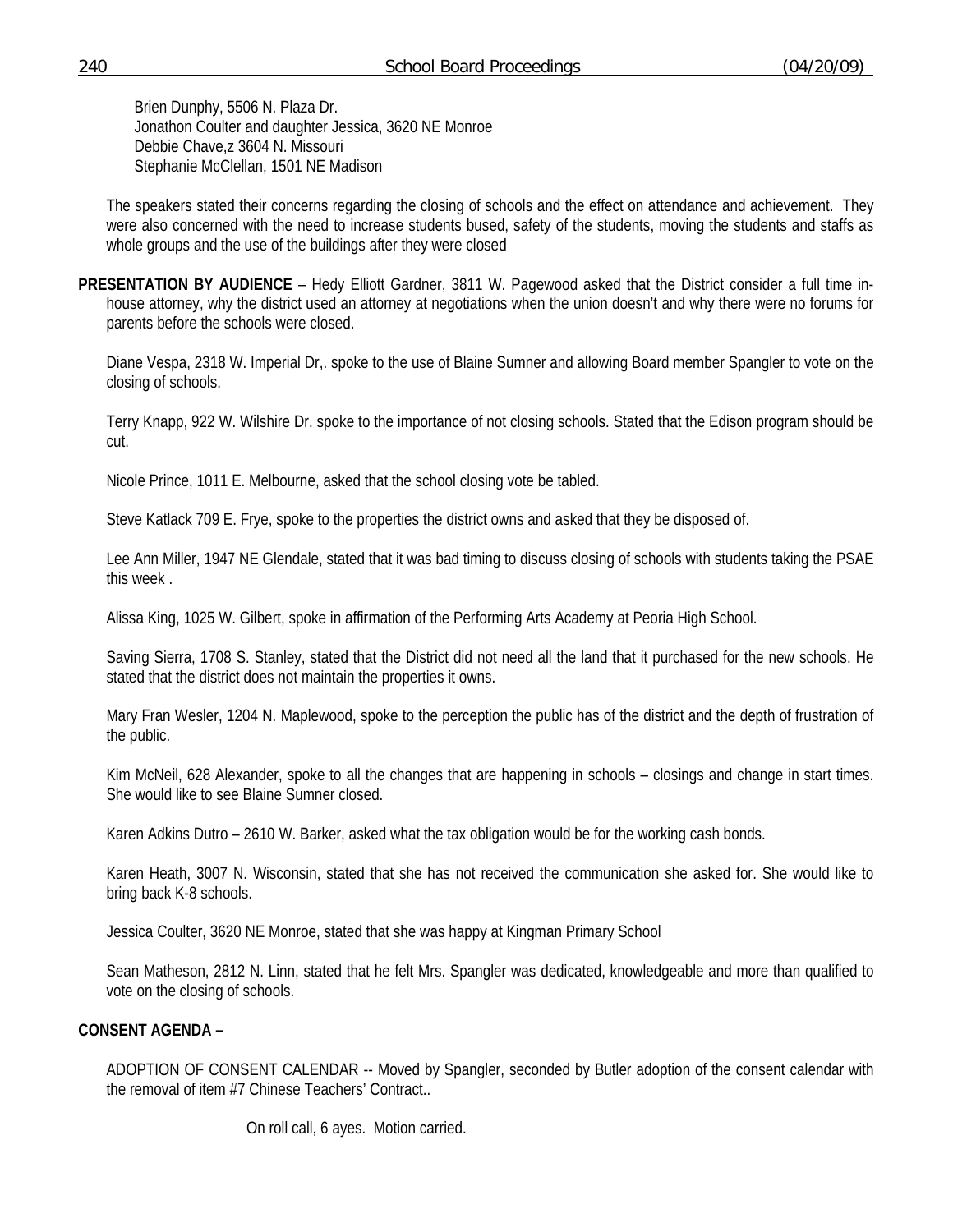Brien Dunphy, 5506 N. Plaza Dr.
Jonathon Coulter and daughter Jessica, 3620 NE Monroe
Debbie Chave,z 3604 N. Missouri
Stephanie McClellan, 1501 NE Madison

The speakers stated their concerns regarding the closing of schools and the effect on attendance and achievement. They were also concerned with the need to increase students bused, safety of the students, moving the students and staffs as whole groups and the use of the buildings after they were closed

**PRESENTATION BY AUDIENCE** – Hedy Elliott Gardner, 3811 W. Pagewood asked that the District consider a full time in-house attorney, why the district used an attorney at negotiations when the union doesn't and why there were no forums for parents before the schools were closed.

Diane Vespa, 2318 W. Imperial Dr,. spoke to the use of Blaine Sumner and allowing Board member Spangler to vote on the closing of schools.

Terry Knapp, 922 W. Wilshire Dr. spoke to the importance of not closing schools. Stated that the Edison program should be cut.

Nicole Prince, 1011 E. Melbourne, asked that the school closing vote be tabled.

Steve Katlack 709 E. Frye, spoke to the properties the district owns and asked that they be disposed of.

Lee Ann Miller, 1947 NE Glendale, stated that it was bad timing to discuss closing of schools with students taking the PSAE this week .

Alissa King, 1025 W. Gilbert, spoke in affirmation of the Performing Arts Academy at Peoria High School.

Saving Sierra, 1708 S. Stanley, stated that the District did not need all the land that it purchased for the new schools. He stated that the district does not maintain the properties it owns.

Mary Fran Wesler, 1204 N. Maplewood, spoke to the perception the public has of the district and the depth of frustration of the public.

Kim McNeil, 628 Alexander, spoke to all the changes that are happening in schools – closings and change in start times. She would like to see Blaine Sumner closed.

Karen Adkins Dutro – 2610 W. Barker, asked what the tax obligation would be for the working cash bonds.

Karen Heath, 3007 N. Wisconsin, stated that she has not received the communication she asked for. She would like to bring back K-8 schools.

Jessica Coulter, 3620 NE Monroe, stated that she was happy at Kingman Primary School

Sean Matheson, 2812 N. Linn, stated that he felt Mrs. Spangler was dedicated, knowledgeable and more than qualified to vote on the closing of schools.

**CONSENT AGENDA –**

ADOPTION OF CONSENT CALENDAR -- Moved by Spangler, seconded by Butler adoption of the consent calendar with the removal of item #7 Chinese Teachers' Contract..

On roll call, 6 ayes. Motion carried.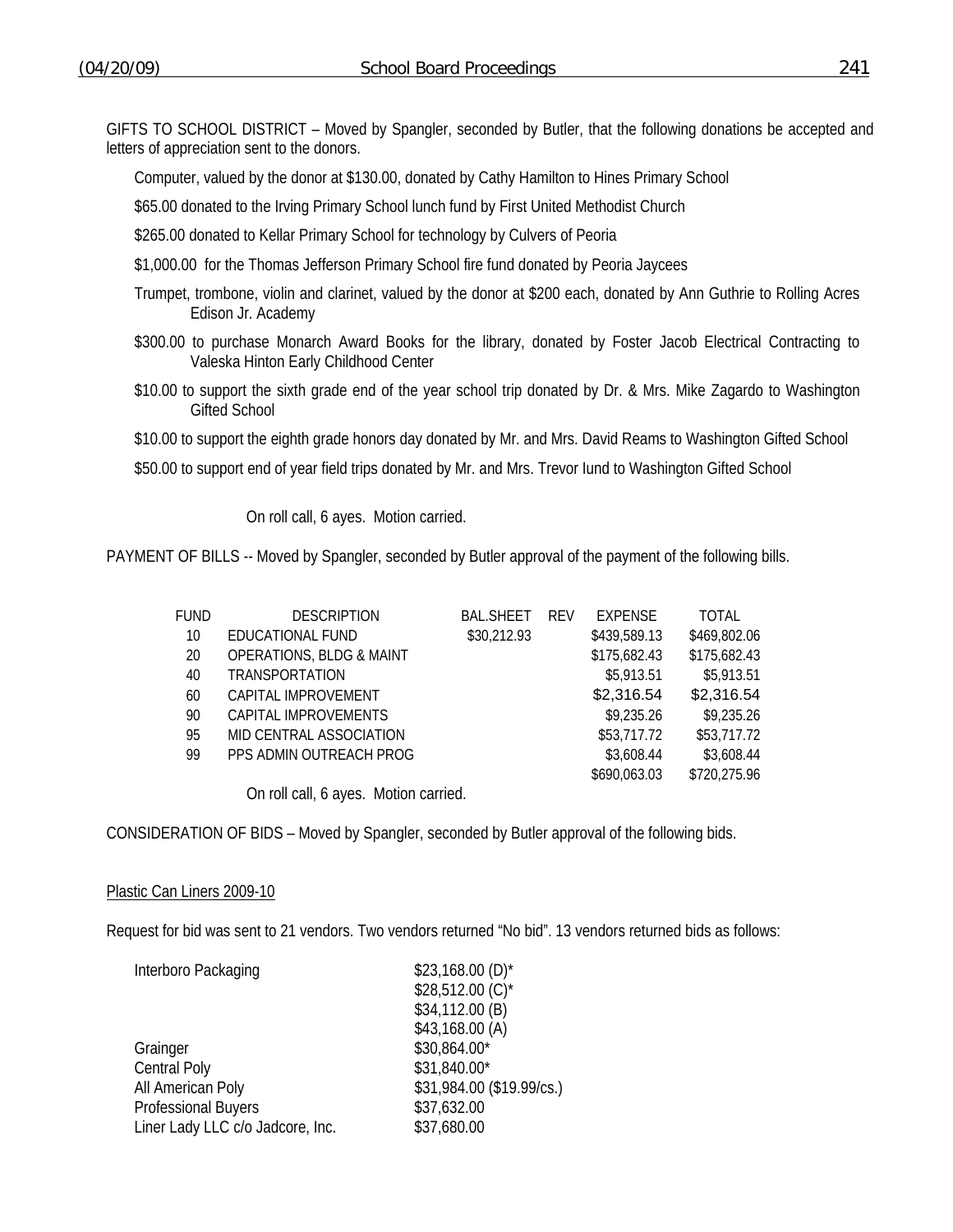GIFTS TO SCHOOL DISTRICT – Moved by Spangler, seconded by Butler, that the following donations be accepted and letters of appreciation sent to the donors.

Computer, valued by the donor at $130.00, donated by Cathy Hamilton to Hines Primary School

$65.00 donated to the Irving Primary School lunch fund by First United Methodist Church

$265.00 donated to Kellar Primary School for technology by Culvers of Peoria

$1,000.00 for the Thomas Jefferson Primary School fire fund donated by Peoria Jaycees

Trumpet, trombone, violin and clarinet, valued by the donor at $200 each, donated by Ann Guthrie to Rolling Acres Edison Jr. Academy

$300.00 to purchase Monarch Award Books for the library, donated by Foster Jacob Electrical Contracting to Valeska Hinton Early Childhood Center

$10.00 to support the sixth grade end of the year school trip donated by Dr. & Mrs. Mike Zagardo to Washington Gifted School

$10.00 to support the eighth grade honors day donated by Mr. and Mrs. David Reams to Washington Gifted School

$50.00 to support end of year field trips donated by Mr. and Mrs. Trevor Iund to Washington Gifted School

On roll call, 6 ayes. Motion carried.

PAYMENT OF BILLS -- Moved by Spangler, seconded by Butler approval of the payment of the following bills.

| FUND | DESCRIPTION | BAL.SHEET | REV | EXPENSE | TOTAL |
|---|---|---|---|---|---|
| 10 | EDUCATIONAL FUND | $30,212.93 | | $439,589.13 | $469,802.06 |
| 20 | OPERATIONS, BLDG & MAINT | | | $175,682.43 | $175,682.43 |
| 40 | TRANSPORTATION | | | $5,913.51 | $5,913.51 |
| 60 | CAPITAL IMPROVEMENT | | | $2,316.54 | $2,316.54 |
| 90 | CAPITAL IMPROVEMENTS | | | $9,235.26 | $9,235.26 |
| 95 | MID CENTRAL ASSOCIATION | | | $53,717.72 | $53,717.72 |
| 99 | PPS ADMIN OUTREACH PROG | | | $3,608.44 | $3,608.44 |
| | | | | $690,063.03 | $720,275.96 |

On roll call, 6 ayes. Motion carried.

CONSIDERATION OF BIDS – Moved by Spangler, seconded by Butler approval of the following bids.

Plastic Can Liners 2009-10

Request for bid was sent to 21 vendors. Two vendors returned "No bid". 13 vendors returned bids as follows:

| | |
|---|---|
| Interboro Packaging | $23,168.00 (D)* |
| | $28,512.00 (C)* |
| | $34,112.00 (B) |
| | $43,168.00 (A) |
| Grainger | $30,864.00* |
| Central Poly | $31,840.00* |
| All American Poly | $31,984.00 ($19.99/cs.) |
| Professional Buyers | $37,632.00 |
| Liner Lady LLC c/o Jadcore, Inc. | $37,680.00 |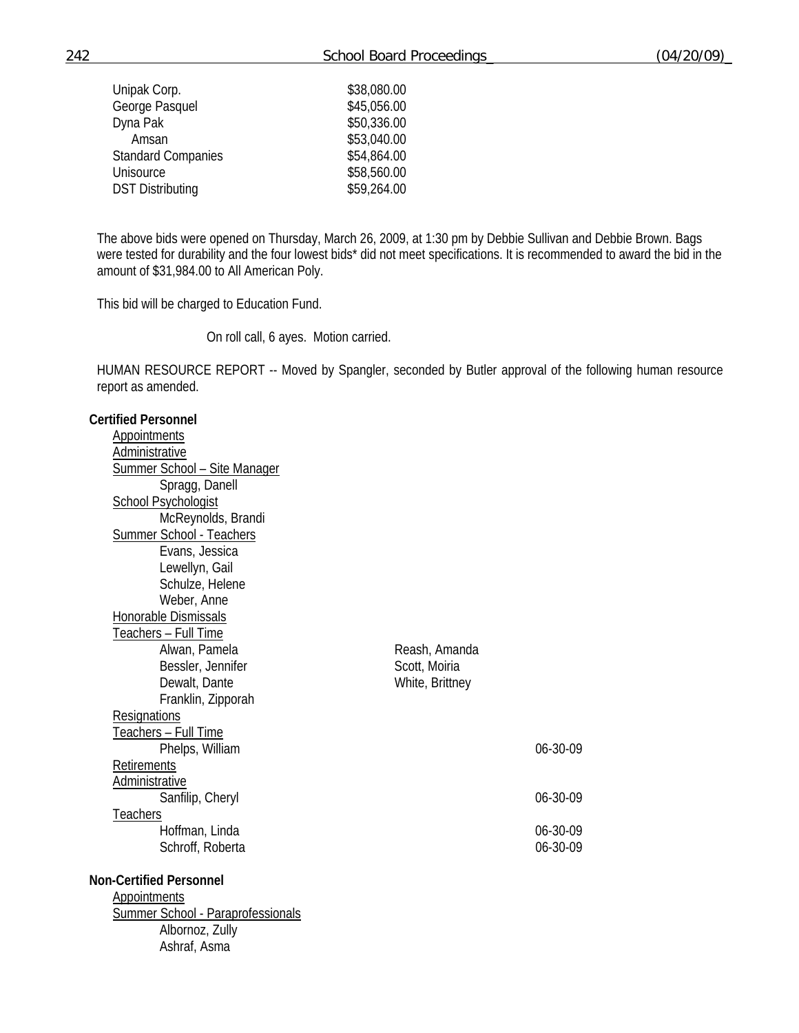| | |
|---|---|
| Unipak Corp. | $38,080.00 |
| George Pasquel | $45,056.00 |
| Dyna Pak | $50,336.00 |
| Amsan | $53,040.00 |
| Standard Companies | $54,864.00 |
| Unisource | $58,560.00 |
| DST Distributing | $59,264.00 |

The above bids were opened on Thursday, March 26, 2009, at 1:30 pm by Debbie Sullivan and Debbie Brown. Bags were tested for durability and the four lowest bids* did not meet specifications. It is recommended to award the bid in the amount of $31,984.00 to All American Poly.

This bid will be charged to Education Fund.

On roll call, 6 ayes. Motion carried.

HUMAN RESOURCE REPORT -- Moved by Spangler, seconded by Butler approval of the following human resource report as amended.

**Certified Personnel**

Appointments

Administrative

Summer School – Site Manager

- Spragg, Danell

School Psychologist

- McReynolds, Brandi

Summer School - Teachers

- Evans, Jessica
- Lewellyn, Gail
- Schulze, Helene
- Weber, Anne

Honorable Dismissals

Teachers – Full Time

- Alwan, Pamela
- Bessler, Jennifer
- Dewalt, Dante
- Franklin, Zipporah
- Reash, Amanda
- Scott, Moiria
- White, Brittney

Resignations

Teachers – Full Time

- Phelps, William 06-30-09

Retirements

Administrative

- Sanfilip, Cheryl 06-30-09

Teachers

- Hoffman, Linda 06-30-09
- Schroff, Roberta 06-30-09

**Non-Certified Personnel**

Appointments

Summer School - Paraprofessionals

- Albornoz, Zully
- Ashraf, Asma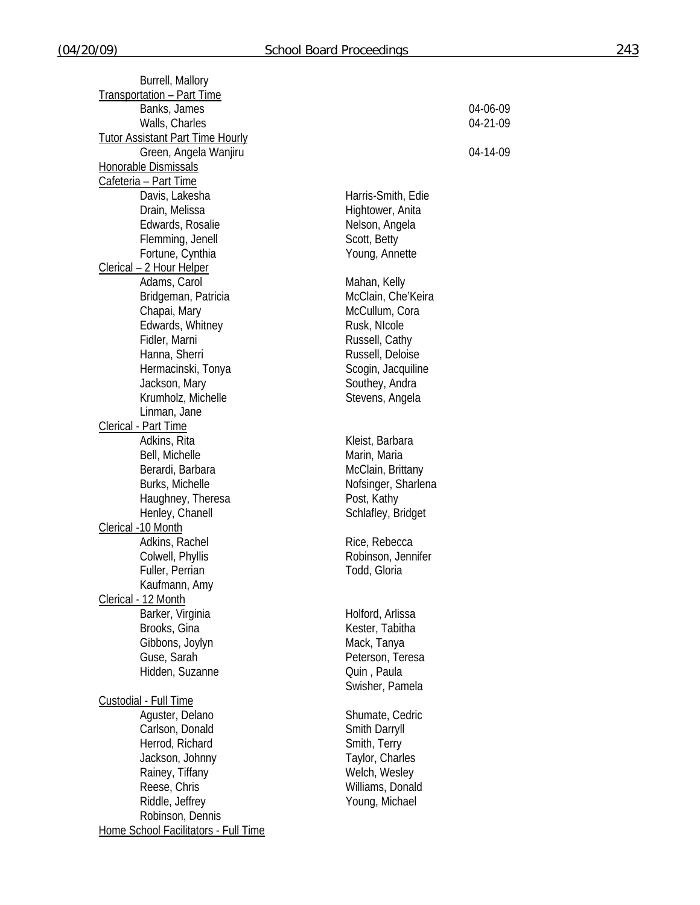Burrell, Mallory

Transportation – Part Time

| | |
|---|---|
| Banks, James | 04-06-09 |
| Walls, Charles | 04-21-09 |

Tutor Assistant Part Time Hourly

| | |
|---|---|
| Green, Angela Wanjiru | 04-14-09 |

Honorable Dismissals

Cafeteria – Part Time

| | |
|---|---|
| Davis, Lakesha | Harris-Smith, Edie |
| Drain, Melissa | Hightower, Anita |
| Edwards, Rosalie | Nelson, Angela |
| Flemming, Jenell | Scott, Betty |
| Fortune, Cynthia | Young, Annette |

Clerical – 2 Hour Helper

| | |
|---|---|
| Adams, Carol | Mahan, Kelly |
| Bridgeman, Patricia | McClain, Che'Keira |
| Chapai, Mary | McCullum, Cora |
| Edwards, Whitney | Rusk, NIcole |
| Fidler, Marni | Russell, Cathy |
| Hanna, Sherri | Russell, Deloise |
| Hermacinski, Tonya | Scogin, Jacquiline |
| Jackson, Mary | Southey, Andra |
| Krumholz, Michelle | Stevens, Angela |
| Linman, Jane | |

Clerical - Part Time

| | |
|---|---|
| Adkins, Rita | Kleist, Barbara |
| Bell, Michelle | Marin, Maria |
| Berardi, Barbara | McClain, Brittany |
| Burks, Michelle | Nofsinger, Sharlena |
| Haughney, Theresa | Post, Kathy |
| Henley, Chanell | Schlafley, Bridget |

Clerical -10 Month

| | |
|---|---|
| Adkins, Rachel | Rice, Rebecca |
| Colwell, Phyllis | Robinson, Jennifer |
| Fuller, Perrian | Todd, Gloria |
| Kaufmann, Amy | |

Clerical - 12 Month

| | |
|---|---|
| Barker, Virginia | Holford, Arlissa |
| Brooks, Gina | Kester, Tabitha |
| Gibbons, Joylyn | Mack, Tanya |
| Guse, Sarah | Peterson, Teresa |
| Hidden, Suzanne | Quin , Paula |
| | Swisher, Pamela |

Custodial - Full Time

| | |
|---|---|
| Aguster, Delano | Shumate, Cedric |
| Carlson, Donald | Smith Darryll |
| Herrod, Richard | Smith, Terry |
| Jackson, Johnny | Taylor, Charles |
| Rainey, Tiffany | Welch, Wesley |
| Reese, Chris | Williams, Donald |
| Riddle, Jeffrey | Young, Michael |
| Robinson, Dennis | |

Home School Facilitators - Full Time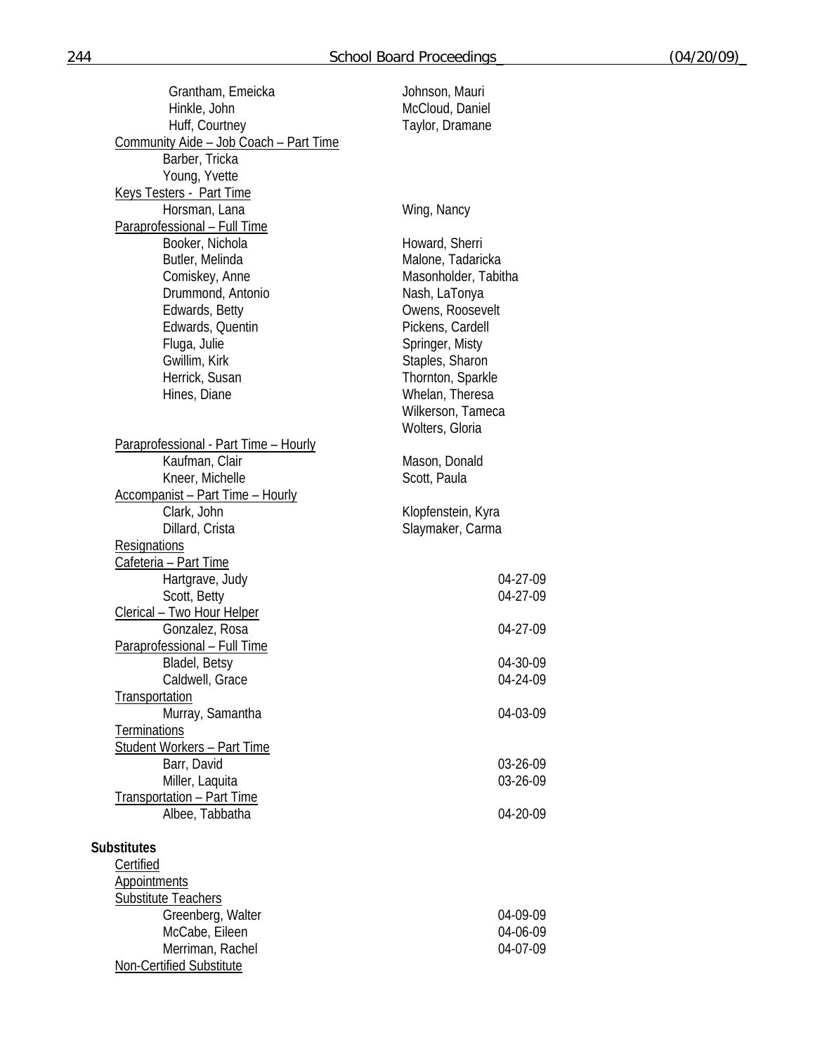Grantham, Emeicka
Hinkle, John
Huff, Courtney
Johnson, Mauri
McCloud, Daniel
Taylor, Dramane

Community Aide – Job Coach – Part Time

Barber, Tricka
Young, Yvette

Keys Testers - Part Time

Horsman, Lana
Wing, Nancy

Paraprofessional – Full Time

Booker, Nichola
Butler, Melinda
Comiskey, Anne
Drummond, Antonio
Edwards, Betty
Edwards, Quentin
Fluga, Julie
Gwillim, Kirk
Herrick, Susan
Hines, Diane
Howard, Sherri
Malone, Tadaricka
Masonholder, Tabitha
Nash, LaTonya
Owens, Roosevelt
Pickens, Cardell
Springer, Misty
Staples, Sharon
Thornton, Sparkle
Whelan, Theresa
Wilkerson, Tameca
Wolters, Gloria

Paraprofessional - Part Time – Hourly

Kaufman, Clair
Kneer, Michelle
Mason, Donald
Scott, Paula

Accompanist – Part Time – Hourly

Clark, John
Dillard, Crista
Klopfenstein, Kyra
Slaymaker, Carma

Resignations

Cafeteria – Part Time

Hartgrave, Judy 04-27-09
Scott, Betty 04-27-09

Clerical – Two Hour Helper

Gonzalez, Rosa 04-27-09

Paraprofessional – Full Time

Bladel, Betsy 04-30-09
Caldwell, Grace 04-24-09

Transportation

Murray, Samantha 04-03-09

Terminations

Student Workers – Part Time

Barr, David 03-26-09
Miller, Laquita 03-26-09

Transportation – Part Time

Albee, Tabbatha 04-20-09

**Substitutes**

Certified

Appointments

Substitute Teachers

Greenberg, Walter 04-09-09
McCabe, Eileen 04-06-09
Merriman, Rachel 04-07-09

Non-Certified Substitute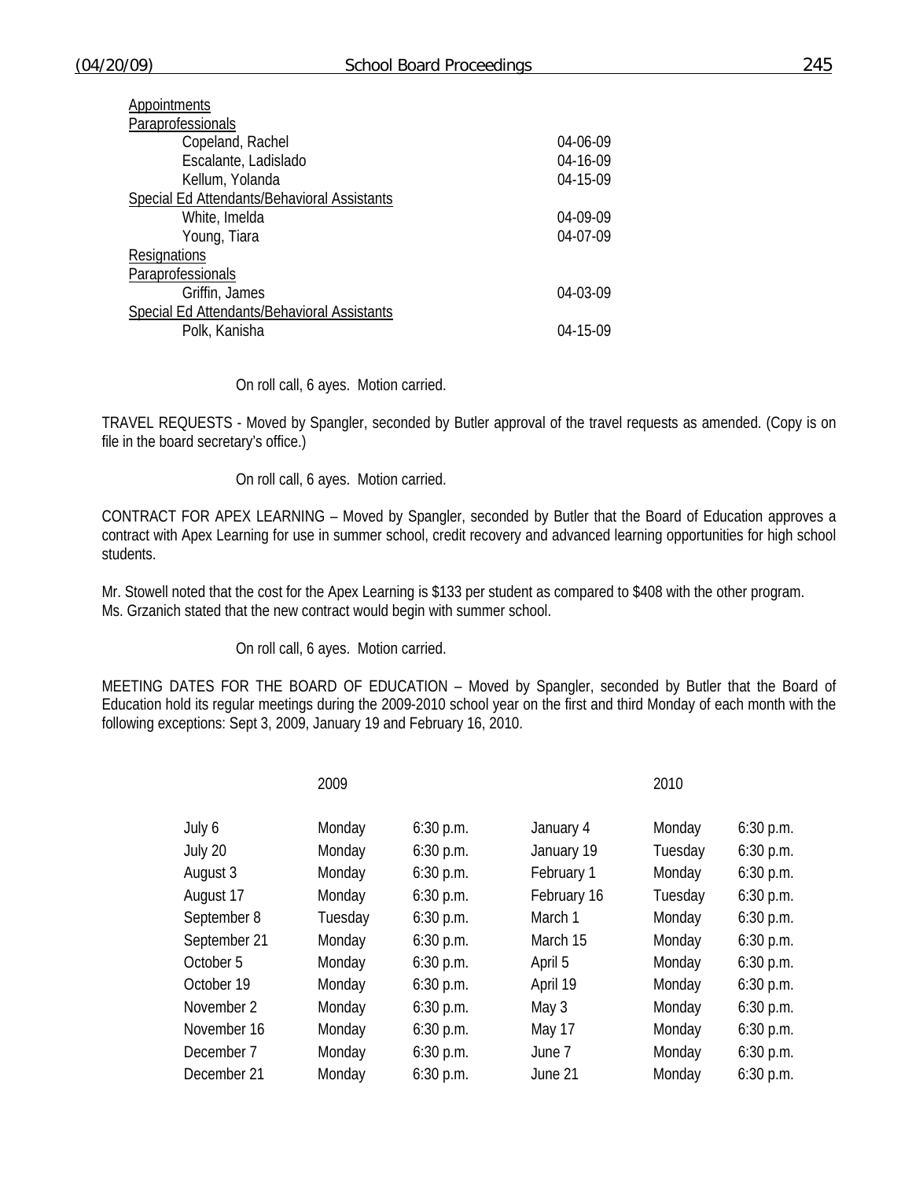Appointments

Paraprofessionals

| | |
|---|---|
| Copeland, Rachel | 04-06-09 |
| Escalante, Ladislado | 04-16-09 |
| Kellum, Yolanda | 04-15-09 |

Special Ed Attendants/Behavioral Assistants

| | |
|---|---|
| White, Imelda | 04-09-09 |
| Young, Tiara | 04-07-09 |

Resignations

Paraprofessionals

| | |
|---|---|
| Griffin, James | 04-03-09 |

Special Ed Attendants/Behavioral Assistants

| | |
|---|---|
| Polk, Kanisha | 04-15-09 |

On roll call, 6 ayes. Motion carried.

TRAVEL REQUESTS - Moved by Spangler, seconded by Butler approval of the travel requests as amended. (Copy is on file in the board secretary's office.)

On roll call, 6 ayes. Motion carried.

CONTRACT FOR APEX LEARNING – Moved by Spangler, seconded by Butler that the Board of Education approves a contract with Apex Learning for use in summer school, credit recovery and advanced learning opportunities for high school students.

Mr. Stowell noted that the cost for the Apex Learning is $133 per student as compared to $408 with the other program.
Ms. Grzanich stated that the new contract would begin with summer school.

On roll call, 6 ayes. Motion carried.

MEETING DATES FOR THE BOARD OF EDUCATION – Moved by Spangler, seconded by Butler that the Board of Education hold its regular meetings during the 2009-2010 school year on the first and third Monday of each month with the following exceptions: Sept 3, 2009, January 19 and February 16, 2010.

| | 2009 | | | 2010 | |
|---|---|---|---|---|---|
| July 6 | Monday | 6:30 p.m. | January 4 | Monday | 6:30 p.m. |
| July 20 | Monday | 6:30 p.m. | January 19 | Tuesday | 6:30 p.m. |
| August 3 | Monday | 6:30 p.m. | February 1 | Monday | 6:30 p.m. |
| August 17 | Monday | 6:30 p.m. | February 16 | Tuesday | 6:30 p.m. |
| September 8 | Tuesday | 6:30 p.m. | March 1 | Monday | 6:30 p.m. |
| September 21 | Monday | 6:30 p.m. | March 15 | Monday | 6:30 p.m. |
| October 5 | Monday | 6:30 p.m. | April 5 | Monday | 6:30 p.m. |
| October 19 | Monday | 6:30 p.m. | April 19 | Monday | 6:30 p.m. |
| November 2 | Monday | 6:30 p.m. | May 3 | Monday | 6:30 p.m. |
| November 16 | Monday | 6:30 p.m. | May 17 | Monday | 6:30 p.m. |
| December 7 | Monday | 6:30 p.m. | June 7 | Monday | 6:30 p.m. |
| December 21 | Monday | 6:30 p.m. | June 21 | Monday | 6:30 p.m. |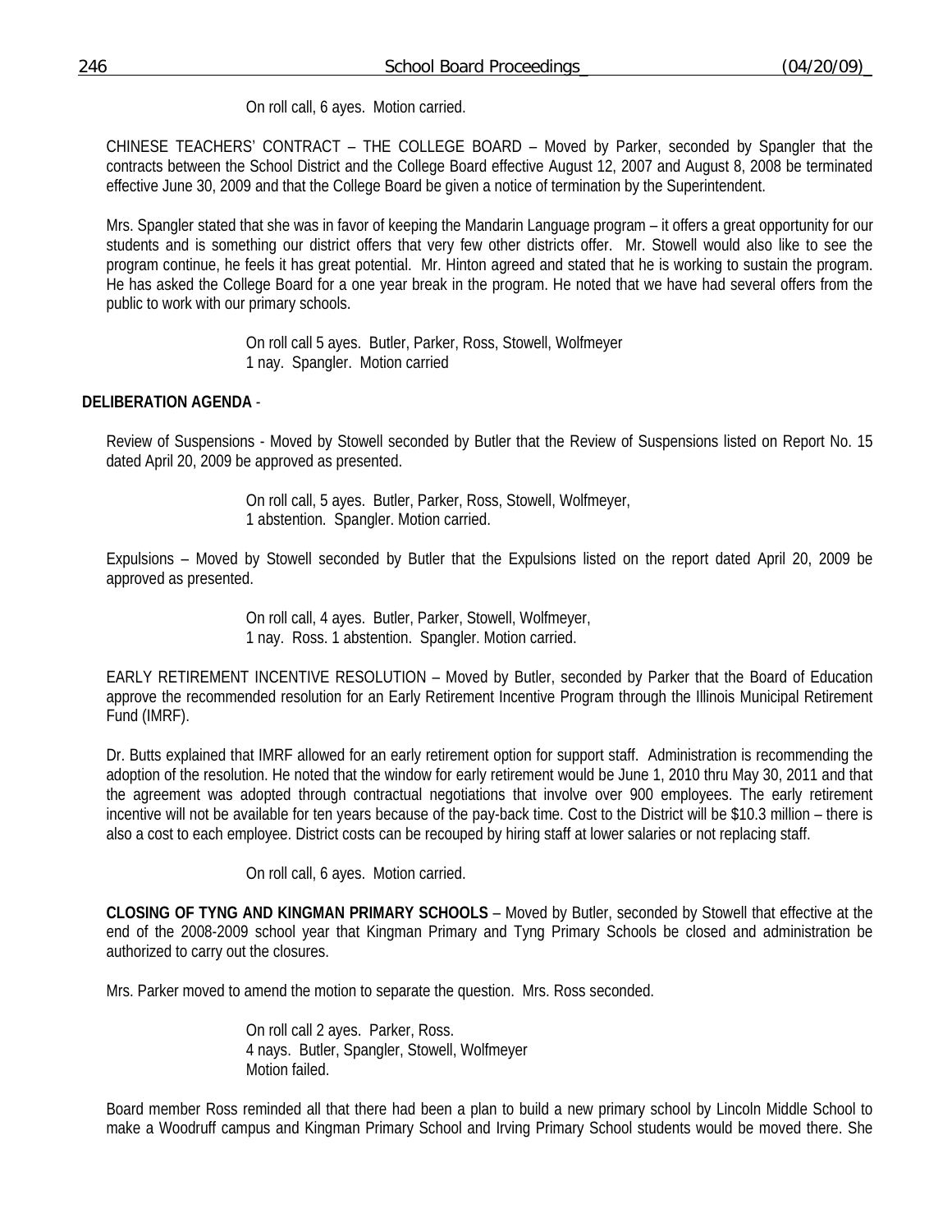On roll call, 6 ayes. Motion carried.

CHINESE TEACHERS' CONTRACT – THE COLLEGE BOARD – Moved by Parker, seconded by Spangler that the contracts between the School District and the College Board effective August 12, 2007 and August 8, 2008 be terminated effective June 30, 2009 and that the College Board be given a notice of termination by the Superintendent.

Mrs. Spangler stated that she was in favor of keeping the Mandarin Language program – it offers a great opportunity for our students and is something our district offers that very few other districts offer. Mr. Stowell would also like to see the program continue, he feels it has great potential. Mr. Hinton agreed and stated that he is working to sustain the program. He has asked the College Board for a one year break in the program. He noted that we have had several offers from the public to work with our primary schools.

On roll call 5 ayes. Butler, Parker, Ross, Stowell, Wolfmeyer
1 nay. Spangler. Motion carried

**DELIBERATION AGENDA** -

Review of Suspensions - Moved by Stowell seconded by Butler that the Review of Suspensions listed on Report No. 15 dated April 20, 2009 be approved as presented.

On roll call, 5 ayes. Butler, Parker, Ross, Stowell, Wolfmeyer,
1 abstention. Spangler. Motion carried.

Expulsions – Moved by Stowell seconded by Butler that the Expulsions listed on the report dated April 20, 2009 be approved as presented.

On roll call, 4 ayes. Butler, Parker, Stowell, Wolfmeyer,
1 nay. Ross. 1 abstention. Spangler. Motion carried.

EARLY RETIREMENT INCENTIVE RESOLUTION – Moved by Butler, seconded by Parker that the Board of Education approve the recommended resolution for an Early Retirement Incentive Program through the Illinois Municipal Retirement Fund (IMRF).

Dr. Butts explained that IMRF allowed for an early retirement option for support staff. Administration is recommending the adoption of the resolution. He noted that the window for early retirement would be June 1, 2010 thru May 30, 2011 and that the agreement was adopted through contractual negotiations that involve over 900 employees. The early retirement incentive will not be available for ten years because of the pay-back time. Cost to the District will be $10.3 million – there is also a cost to each employee. District costs can be recouped by hiring staff at lower salaries or not replacing staff.

On roll call, 6 ayes. Motion carried.

**CLOSING OF TYNG AND KINGMAN PRIMARY SCHOOLS** – Moved by Butler, seconded by Stowell that effective at the end of the 2008-2009 school year that Kingman Primary and Tyng Primary Schools be closed and administration be authorized to carry out the closures.

Mrs. Parker moved to amend the motion to separate the question. Mrs. Ross seconded.

On roll call 2 ayes. Parker, Ross.
4 nays. Butler, Spangler, Stowell, Wolfmeyer
Motion failed.

Board member Ross reminded all that there had been a plan to build a new primary school by Lincoln Middle School to make a Woodruff campus and Kingman Primary School and Irving Primary School students would be moved there. She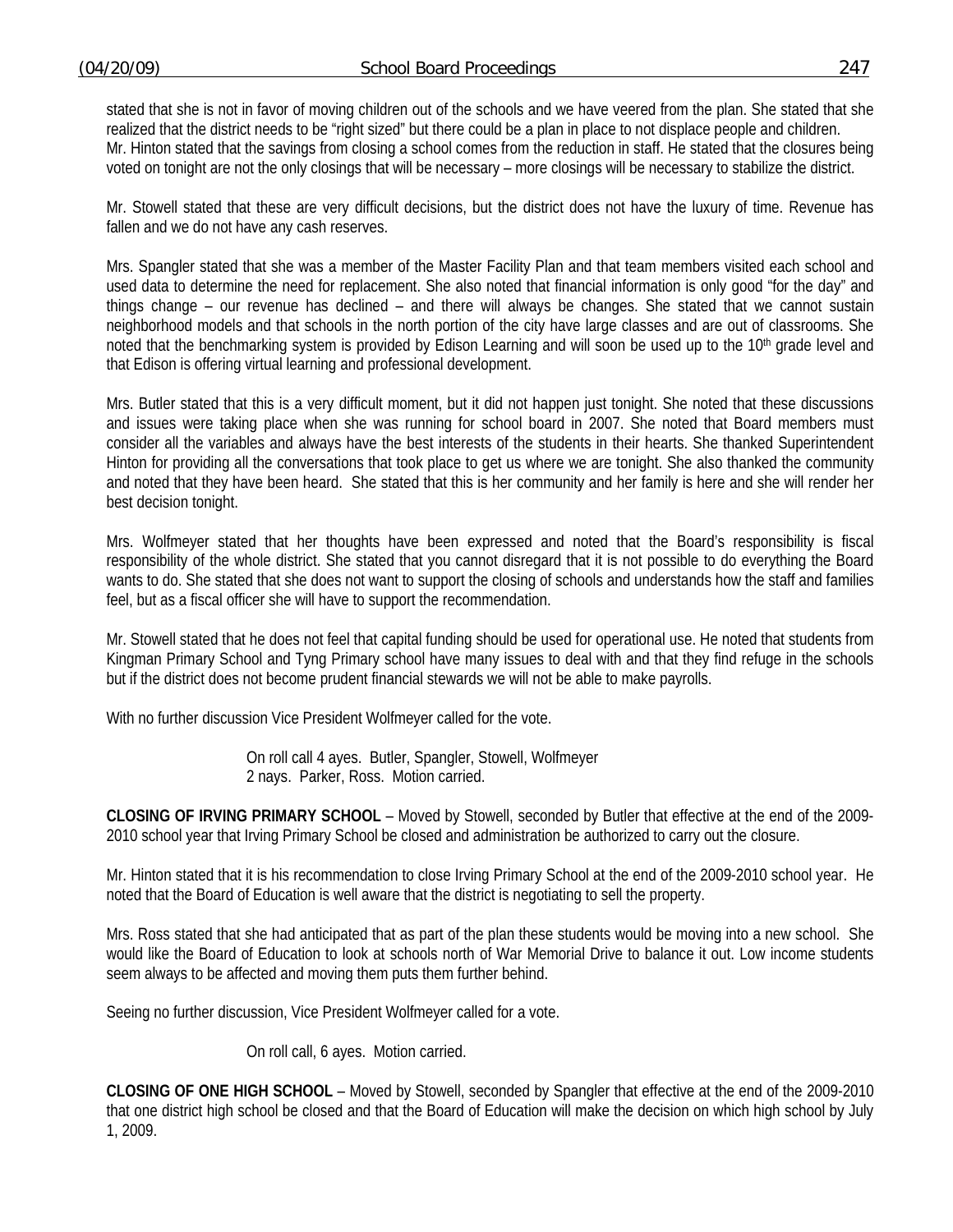stated that she is not in favor of moving children out of the schools and we have veered from the plan. She stated that she realized that the district needs to be "right sized" but there could be a plan in place to not displace people and children. Mr. Hinton stated that the savings from closing a school comes from the reduction in staff. He stated that the closures being voted on tonight are not the only closings that will be necessary – more closings will be necessary to stabilize the district.

Mr. Stowell stated that these are very difficult decisions, but the district does not have the luxury of time. Revenue has fallen and we do not have any cash reserves.

Mrs. Spangler stated that she was a member of the Master Facility Plan and that team members visited each school and used data to determine the need for replacement. She also noted that financial information is only good "for the day" and things change – our revenue has declined – and there will always be changes. She stated that we cannot sustain neighborhood models and that schools in the north portion of the city have large classes and are out of classrooms. She noted that the benchmarking system is provided by Edison Learning and will soon be used up to the 10th grade level and that Edison is offering virtual learning and professional development.

Mrs. Butler stated that this is a very difficult moment, but it did not happen just tonight. She noted that these discussions and issues were taking place when she was running for school board in 2007. She noted that Board members must consider all the variables and always have the best interests of the students in their hearts. She thanked Superintendent Hinton for providing all the conversations that took place to get us where we are tonight. She also thanked the community and noted that they have been heard. She stated that this is her community and her family is here and she will render her best decision tonight.

Mrs. Wolfmeyer stated that her thoughts have been expressed and noted that the Board's responsibility is fiscal responsibility of the whole district. She stated that you cannot disregard that it is not possible to do everything the Board wants to do. She stated that she does not want to support the closing of schools and understands how the staff and families feel, but as a fiscal officer she will have to support the recommendation.

Mr. Stowell stated that he does not feel that capital funding should be used for operational use. He noted that students from Kingman Primary School and Tyng Primary school have many issues to deal with and that they find refuge in the schools but if the district does not become prudent financial stewards we will not be able to make payrolls.

With no further discussion Vice President Wolfmeyer called for the vote.

> On roll call 4 ayes. Butler, Spangler, Stowell, Wolfmeyer
> 2 nays. Parker, Ross. Motion carried.

**CLOSING OF IRVING PRIMARY SCHOOL** – Moved by Stowell, seconded by Butler that effective at the end of the 2009-2010 school year that Irving Primary School be closed and administration be authorized to carry out the closure.

Mr. Hinton stated that it is his recommendation to close Irving Primary School at the end of the 2009-2010 school year. He noted that the Board of Education is well aware that the district is negotiating to sell the property.

Mrs. Ross stated that she had anticipated that as part of the plan these students would be moving into a new school. She would like the Board of Education to look at schools north of War Memorial Drive to balance it out. Low income students seem always to be affected and moving them puts them further behind.

Seeing no further discussion, Vice President Wolfmeyer called for a vote.

> On roll call, 6 ayes. Motion carried.

**CLOSING OF ONE HIGH SCHOOL** – Moved by Stowell, seconded by Spangler that effective at the end of the 2009-2010 that one district high school be closed and that the Board of Education will make the decision on which high school by July 1, 2009.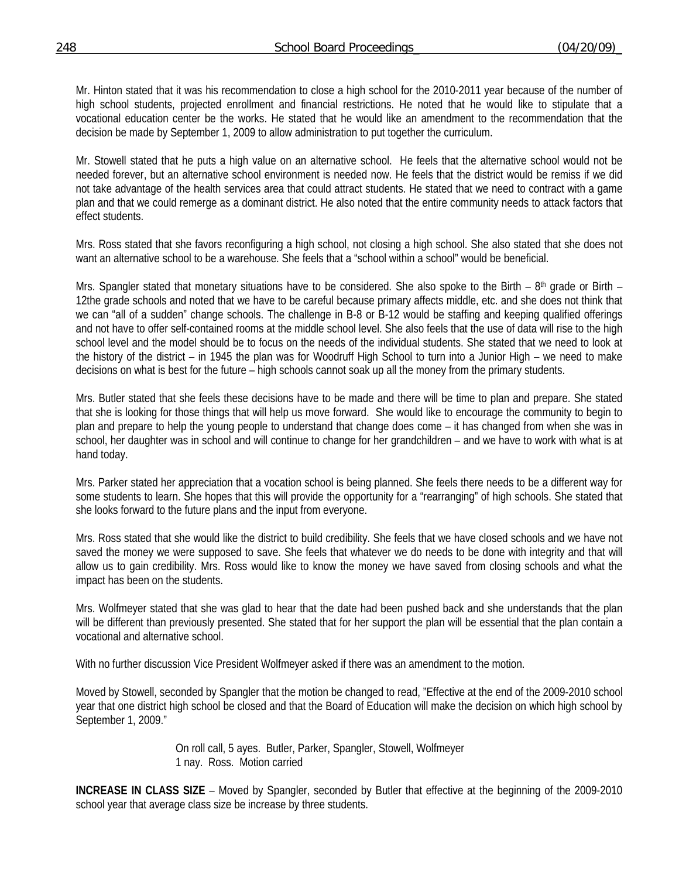Mr. Hinton stated that it was his recommendation to close a high school for the 2010-2011 year because of the number of high school students, projected enrollment and financial restrictions. He noted that he would like to stipulate that a vocational education center be the works. He stated that he would like an amendment to the recommendation that the decision be made by September 1, 2009 to allow administration to put together the curriculum.

Mr. Stowell stated that he puts a high value on an alternative school. He feels that the alternative school would not be needed forever, but an alternative school environment is needed now. He feels that the district would be remiss if we did not take advantage of the health services area that could attract students. He stated that we need to contract with a game plan and that we could remerge as a dominant district. He also noted that the entire community needs to attack factors that effect students.

Mrs. Ross stated that she favors reconfiguring a high school, not closing a high school. She also stated that she does not want an alternative school to be a warehouse. She feels that a "school within a school" would be beneficial.

Mrs. Spangler stated that monetary situations have to be considered. She also spoke to the Birth – 8th grade or Birth – 12the grade schools and noted that we have to be careful because primary affects middle, etc. and she does not think that we can "all of a sudden" change schools. The challenge in B-8 or B-12 would be staffing and keeping qualified offerings and not have to offer self-contained rooms at the middle school level. She also feels that the use of data will rise to the high school level and the model should be to focus on the needs of the individual students. She stated that we need to look at the history of the district – in 1945 the plan was for Woodruff High School to turn into a Junior High – we need to make decisions on what is best for the future – high schools cannot soak up all the money from the primary students.

Mrs. Butler stated that she feels these decisions have to be made and there will be time to plan and prepare. She stated that she is looking for those things that will help us move forward. She would like to encourage the community to begin to plan and prepare to help the young people to understand that change does come – it has changed from when she was in school, her daughter was in school and will continue to change for her grandchildren – and we have to work with what is at hand today.

Mrs. Parker stated her appreciation that a vocation school is being planned. She feels there needs to be a different way for some students to learn. She hopes that this will provide the opportunity for a "rearranging" of high schools. She stated that she looks forward to the future plans and the input from everyone.

Mrs. Ross stated that she would like the district to build credibility. She feels that we have closed schools and we have not saved the money we were supposed to save. She feels that whatever we do needs to be done with integrity and that will allow us to gain credibility. Mrs. Ross would like to know the money we have saved from closing schools and what the impact has been on the students.

Mrs. Wolfmeyer stated that she was glad to hear that the date had been pushed back and she understands that the plan will be different than previously presented. She stated that for her support the plan will be essential that the plan contain a vocational and alternative school.

With no further discussion Vice President Wolfmeyer asked if there was an amendment to the motion.

Moved by Stowell, seconded by Spangler that the motion be changed to read, "Effective at the end of the 2009-2010 school year that one district high school be closed and that the Board of Education will make the decision on which high school by September 1, 2009."

On roll call, 5 ayes. Butler, Parker, Spangler, Stowell, Wolfmeyer
1 nay. Ross. Motion carried

**INCREASE IN CLASS SIZE** – Moved by Spangler, seconded by Butler that effective at the beginning of the 2009-2010 school year that average class size be increase by three students.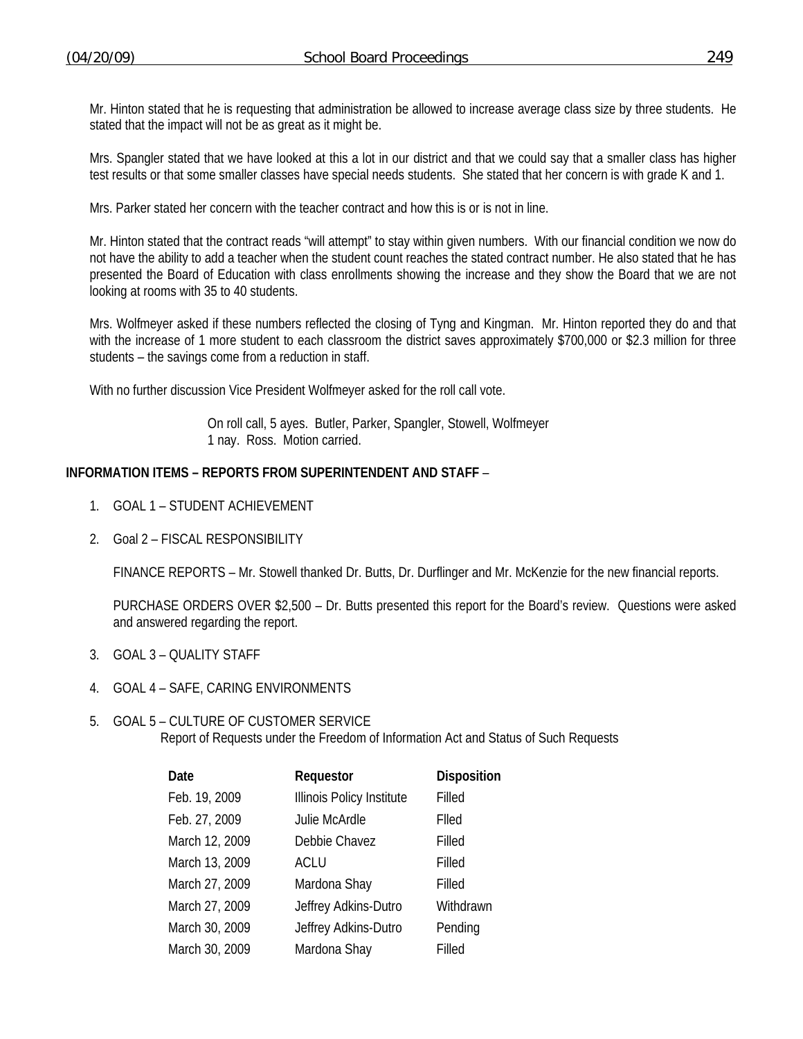Mr. Hinton stated that he is requesting that administration be allowed to increase average class size by three students. He stated that the impact will not be as great as it might be.

Mrs. Spangler stated that we have looked at this a lot in our district and that we could say that a smaller class has higher test results or that some smaller classes have special needs students. She stated that her concern is with grade K and 1.

Mrs. Parker stated her concern with the teacher contract and how this is or is not in line.

Mr. Hinton stated that the contract reads "will attempt" to stay within given numbers. With our financial condition we now do not have the ability to add a teacher when the student count reaches the stated contract number. He also stated that he has presented the Board of Education with class enrollments showing the increase and they show the Board that we are not looking at rooms with 35 to 40 students.

Mrs. Wolfmeyer asked if these numbers reflected the closing of Tyng and Kingman. Mr. Hinton reported they do and that with the increase of 1 more student to each classroom the district saves approximately $700,000 or $2.3 million for three students – the savings come from a reduction in staff.

With no further discussion Vice President Wolfmeyer asked for the roll call vote.

> On roll call, 5 ayes. Butler, Parker, Spangler, Stowell, Wolfmeyer
> 1 nay. Ross. Motion carried.

**INFORMATION ITEMS – REPORTS FROM SUPERINTENDENT AND STAFF** –

1. GOAL 1 – STUDENT ACHIEVEMENT

2. Goal 2 – FISCAL RESPONSIBILITY

   FINANCE REPORTS – Mr. Stowell thanked Dr. Butts, Dr. Durflinger and Mr. McKenzie for the new financial reports.

   PURCHASE ORDERS OVER $2,500 – Dr. Butts presented this report for the Board's review. Questions were asked and answered regarding the report.

3. GOAL 3 – QUALITY STAFF

4. GOAL 4 – SAFE, CARING ENVIRONMENTS

5. GOAL 5 – CULTURE OF CUSTOMER SERVICE
   Report of Requests under the Freedom of Information Act and Status of Such Requests

| Date | Requestor | Disposition |
|---|---|---|
| Feb. 19, 2009 | Illinois Policy Institute | Filled |
| Feb. 27, 2009 | Julie McArdle | Flled |
| March 12, 2009 | Debbie Chavez | Filled |
| March 13, 2009 | ACLU | Filled |
| March 27, 2009 | Mardona Shay | Filled |
| March 27, 2009 | Jeffrey Adkins-Dutro | Withdrawn |
| March 30, 2009 | Jeffrey Adkins-Dutro | Pending |
| March 30, 2009 | Mardona Shay | Filled |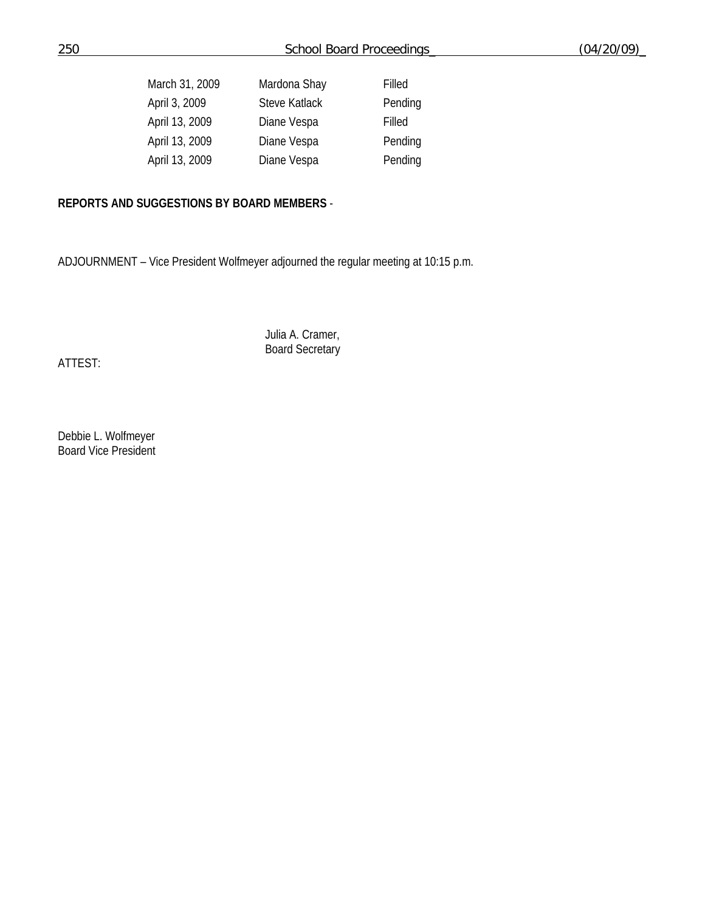| | | |
|---|---|---|
| March 31, 2009 | Mardona Shay | Filled |
| April 3, 2009 | Steve Katlack | Pending |
| April 13, 2009 | Diane Vespa | Filled |
| April 13, 2009 | Diane Vespa | Pending |
| April 13, 2009 | Diane Vespa | Pending |

**REPORTS AND SUGGESTIONS BY BOARD MEMBERS** -

ADJOURNMENT – Vice President Wolfmeyer adjourned the regular meeting at 10:15 p.m.

Julia A. Cramer,
Board Secretary

ATTEST:

Debbie L. Wolfmeyer
Board Vice President